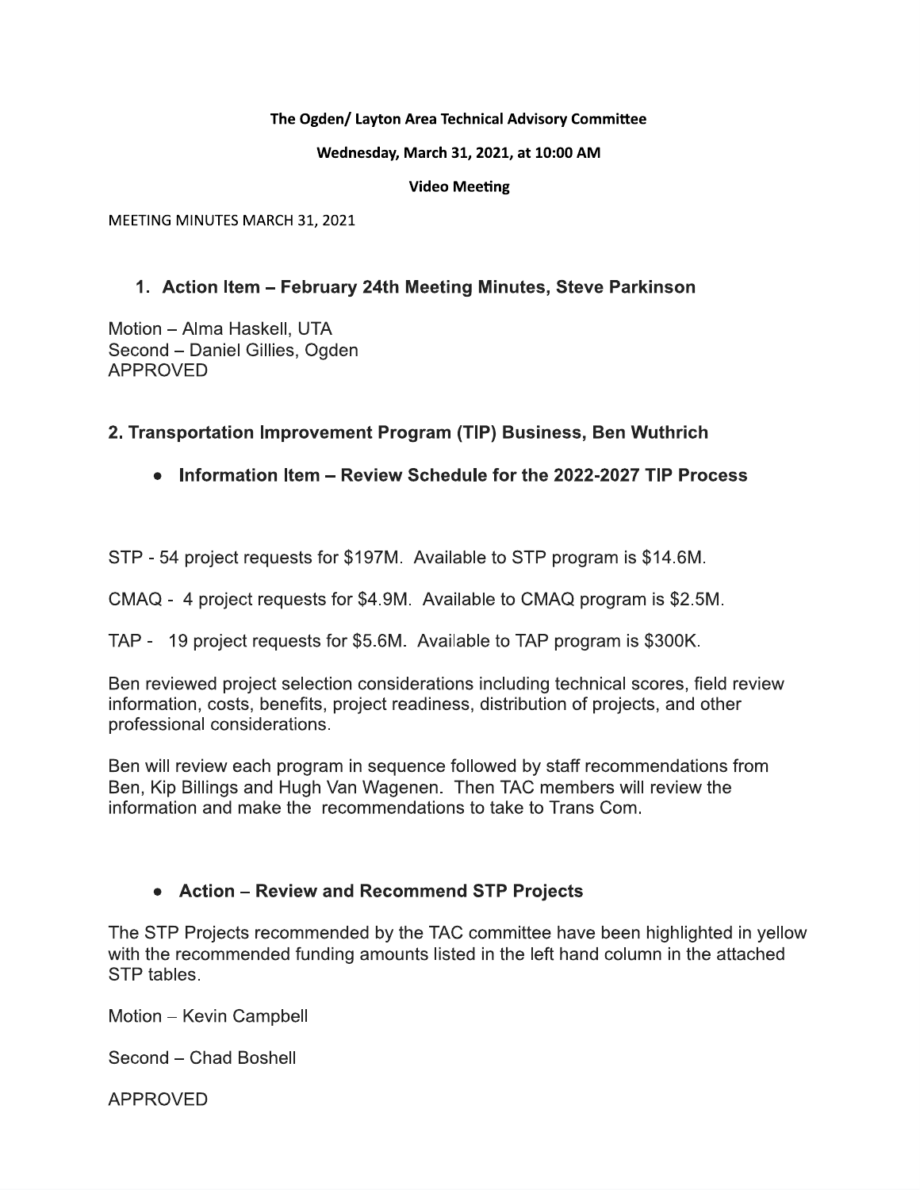**The Ogden/ Layton Area Technical Advisory Committee**

**Wednesday, March 31, 2021, at 10:00 AM**

**Video Meeting**

MEETING MINUTES MARCH 31, 2021

## 1. Action Item – February 24th Meeting Minutes, Steve Parkinson

Motion – Alma Haskell, UTA
Second – Daniel Gillies, Ogden
APPROVED

## 2. Transportation Improvement Program (TIP) Business, Ben Wuthrich

- **Information Item – Review Schedule for the 2022-2027 TIP Process**

STP - 54 project requests for $197M. Available to STP program is $14.6M.

CMAQ - 4 project requests for $4.9M. Available to CMAQ program is $2.5M.

TAP - 19 project requests for $5.6M. Available to TAP program is $300K.

Ben reviewed project selection considerations including technical scores, field review information, costs, benefits, project readiness, distribution of projects, and other professional considerations.

Ben will review each program in sequence followed by staff recommendations from Ben, Kip Billings and Hugh Van Wagenen. Then TAC members will review the information and make the recommendations to take to Trans Com.

- **Action – Review and Recommend STP Projects**

The STP Projects recommended by the TAC committee have been highlighted in yellow with the recommended funding amounts listed in the left hand column in the attached STP tables.

Motion – Kevin Campbell

Second – Chad Boshell

APPROVED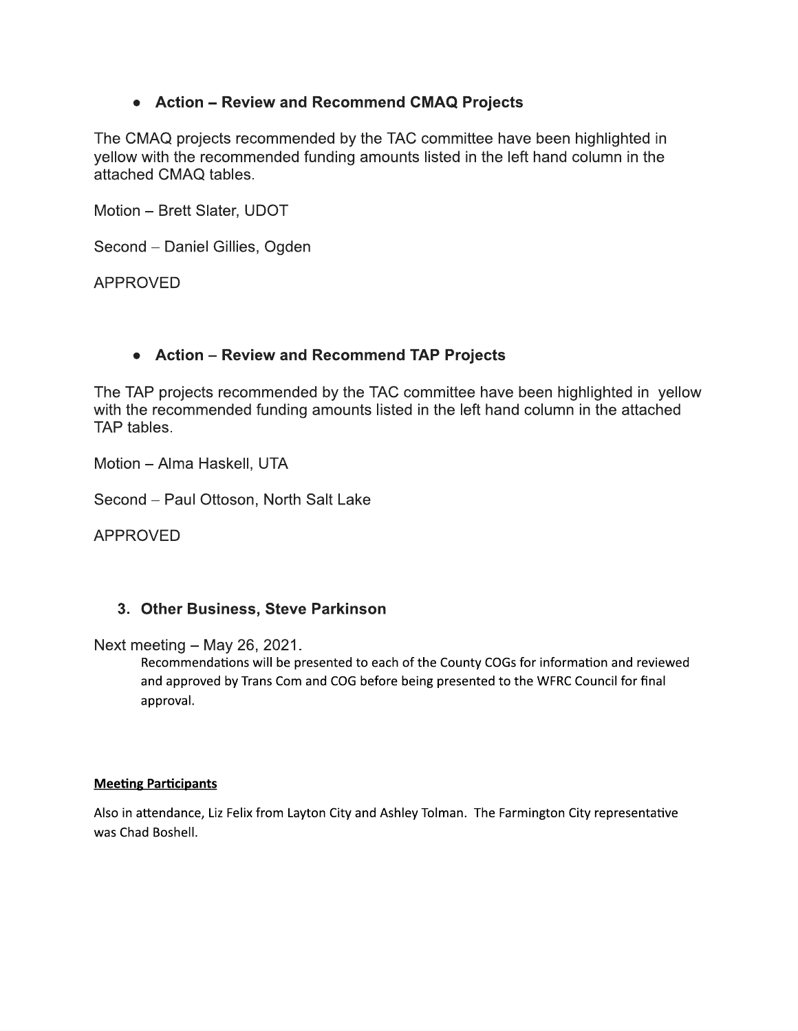- **Action – Review and Recommend CMAQ Projects**

The CMAQ projects recommended by the TAC committee have been highlighted in yellow with the recommended funding amounts listed in the left hand column in the attached CMAQ tables.

Motion – Brett Slater, UDOT

Second – Daniel Gillies, Ogden

APPROVED

- **Action – Review and Recommend TAP Projects**

The TAP projects recommended by the TAC committee have been highlighted in yellow with the recommended funding amounts listed in the left hand column in the attached TAP tables.

Motion – Alma Haskell, UTA

Second – Paul Ottoson, North Salt Lake

APPROVED

### 3. Other Business, Steve Parkinson

Next meeting – May 26, 2021.

Recommendations will be presented to each of the County COGs for information and reviewed and approved by Trans Com and COG before being presented to the WFRC Council for final approval.

**Meeting Participants**

Also in attendance, Liz Felix from Layton City and Ashley Tolman. The Farmington City representative was Chad Boshell.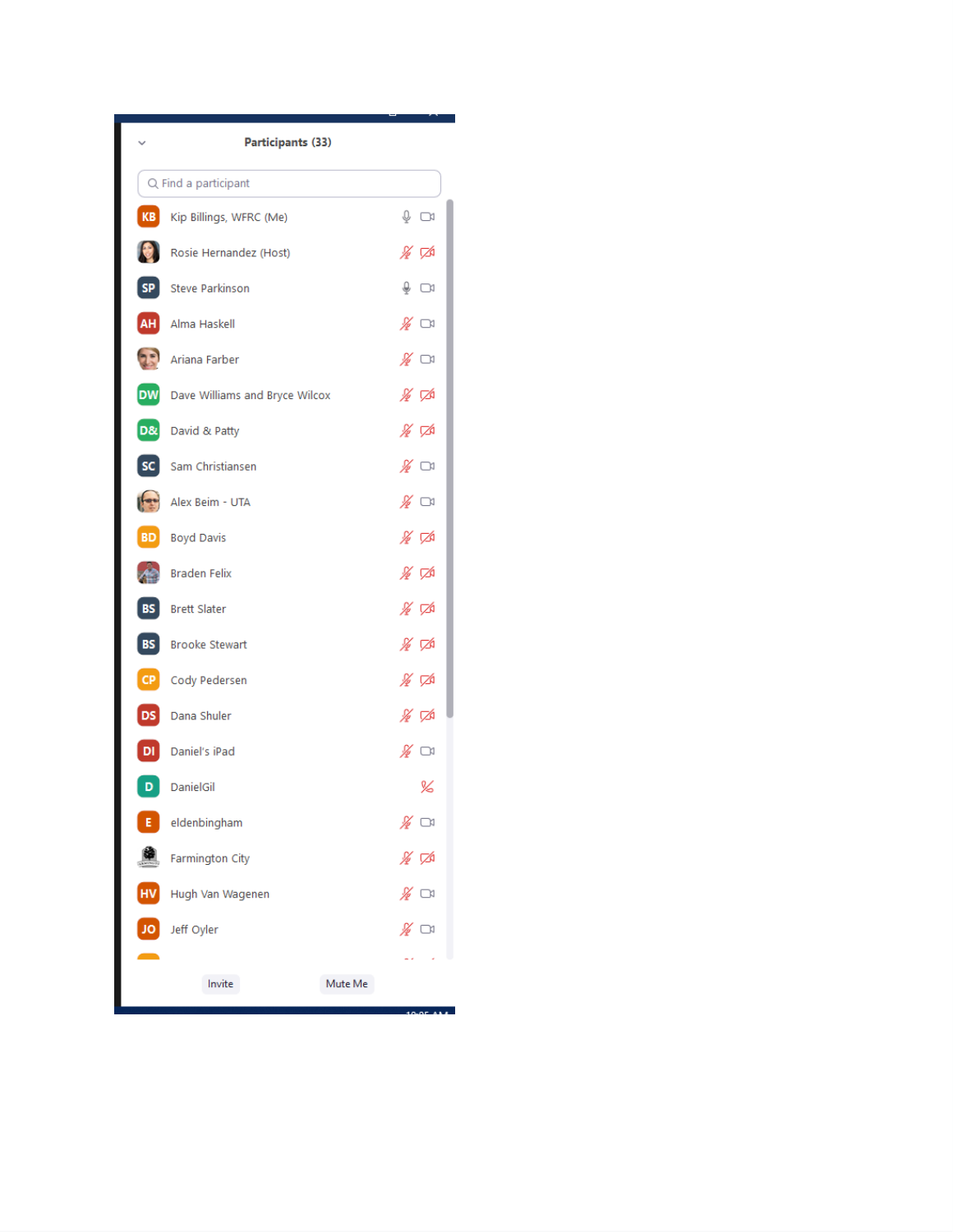Participants (33)

Find a participant

- Kip Billings, WFRC (Me)
- Rosie Hernandez (Host)
- Steve Parkinson
- Alma Haskell
- Ariana Farber
- Dave Williams and Bryce Wilcox
- David & Patty
- Sam Christiansen
- Alex Beim - UTA
- Boyd Davis
- Braden Felix
- Brett Slater
- Brooke Stewart
- Cody Pedersen
- Dana Shuler
- Daniel's iPad
- DanielGil
- eldenbingham
- Farmington City
- Hugh Van Wagenen
- Jeff Oyler

Invite | Mute Me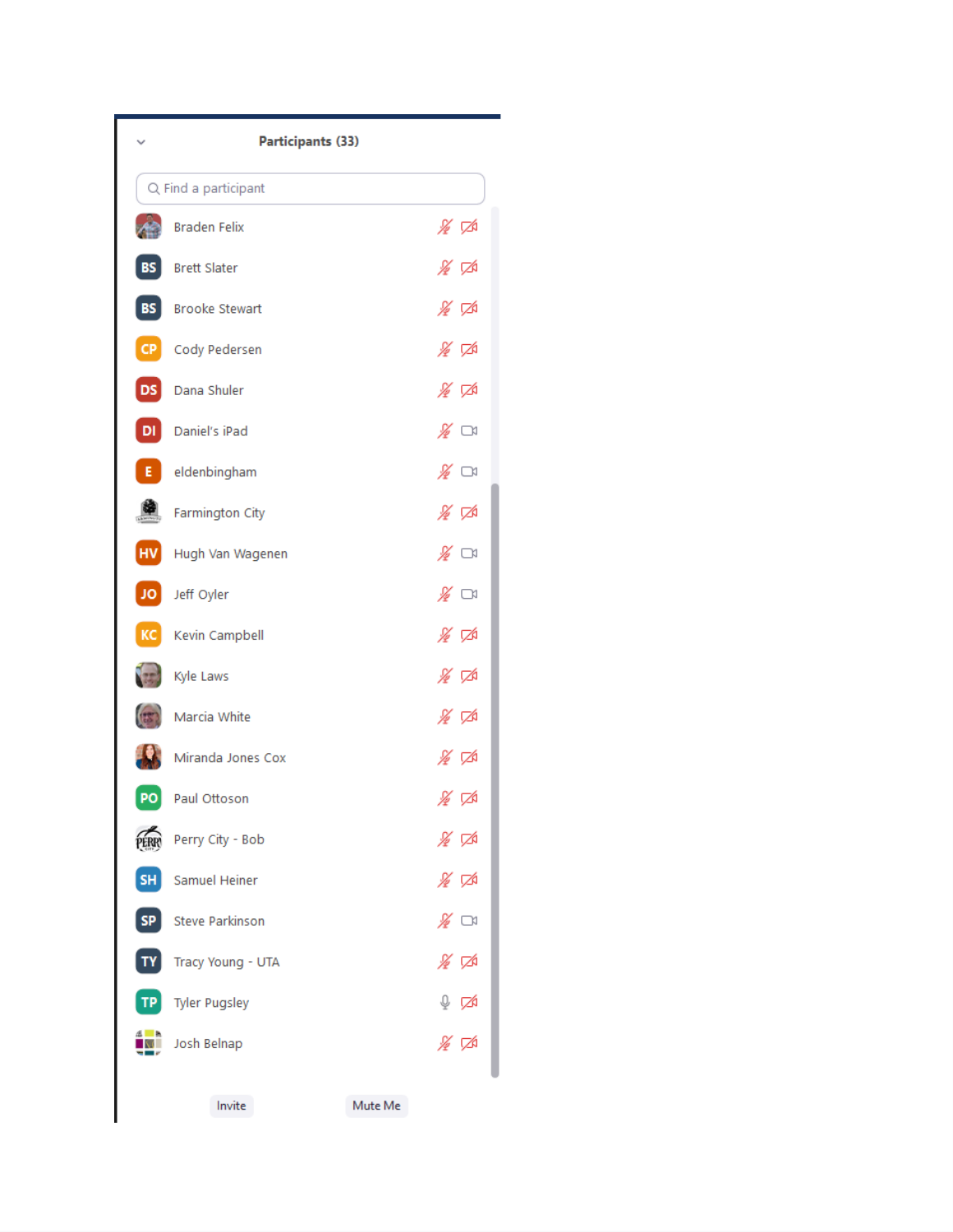**Participants (33)**

Find a participant

- Braden Felix
- Brett Slater
- Brooke Stewart
- Cody Pedersen
- Dana Shuler
- Daniel's iPad
- eldenbingham
- Farmington City
- Hugh Van Wagenen
- Jeff Oyler
- Kevin Campbell
- Kyle Laws
- Marcia White
- Miranda Jones Cox
- Paul Ottoson
- Perry City - Bob
- Samuel Heiner
- Steve Parkinson
- Tracy Young - UTA
- Tyler Pugsley
- Josh Belnap

Invite | Mute Me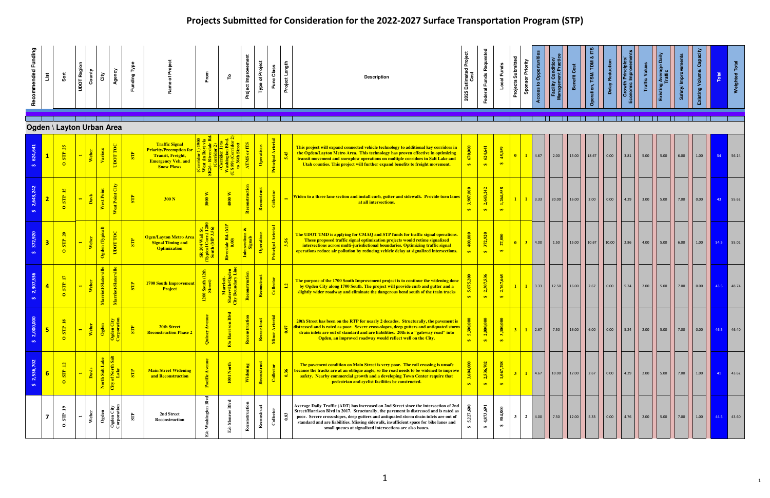# Projects Submitted for Consideration for the 2022-2027 Surface Transportation Program (STP)

## Ogden \ Layton Urban Area

| Recommended Funding | List | Sort | UDOT Region | County | City | Agency | Funding Type | Name of Project | From | To | Project Improvement | Type of Project | Func Class | Project Length | Description | 2025 Estimated Project Cost | Federal Funds Requested | Local Funds | Projects Submitted | Sponsor Priority | Access to Opportunities | Facility Condition/ Management Practice | Benefit Cost | Operation, TSM/ TDM & ITS | Delay Reduction | Growth Principles/ Economic Improvements | Traffic Values | Existing Average Daily Traffic | Safety/ Improvements | Existing Volume/ Capacity | Total | Weighted Total |
|---|---|---|---|---|---|---|---|---|---|---|---|---|---|---|---|---|---|---|---|---|---|---|---|---|---|---|---|---|---|---|---|---|
| $ 624,641 | 1 | O_STP_25 | 1 | Weber | Various | UDOT TOC | STP | Traffic Signal Priority/Preemption for Transit, Freight, Emergency Veh. and Snow Plows | (Corridor 1) 1900 West (in Roy) via SR26 - Riverdale Rd. (Corridor 2) | (Corridor 1) to Washington Blvd. (US 89) (Corridor 2) to 36th Street | ATMS or ITS | Operations | Principal Arterial | 5.45 | This project will expand connected vehicle technology to additional key corridors in the Ogden/Layton Metro Area. This technology has proven effective in optimizing transit movement and snowplow operations on multiple corridors in Salt Lake and Utah counties. This project will further expand benefits to freight movement. | $ 670,000 | $ 624,641 | $ 45,359 | 0 | 1 | 4.67 | 2.00 | 15.00 | 18.67 | 0.00 | 3.81 | 5.00 | 5.00 | 6.00 | 1.00 | 54 | 56.14 |
| $ 2,643,242 | 2 | O_STP_15 | 1 | Davis | West Point | West Point City | STP | 300 N | 3000 W | 4000 W | Reconstruction | Reconstruct | Collector | 1 | Widen to a three lane section and install curb, gutter and sidewalk. Provide turn lanes at all intersections. | $ 3,907,800 | $ 2,643,242 | $ 1,264,558 | 1 | 1 | 3.33 | 20.00 | 16.00 | 2.00 | 0.00 | 4.29 | 3.00 | 5.00 | 7.00 | 0.00 | 43 | 55.62 |
| $ 372,920 | 3 | O_STP_20 | 1 | Weber | Ogden (Typical) | UDOT TOC | STP | Ogen/Layton Metro Area Signal Timing and Optimization | SR 204 Wall St. (Typical Corr.) 1200 South (MP 3.56) | Riverdale Rd. (MP 0.00) | Intersections & Signals | Operations | Principal Arterial | 3.56 | The UDOT TMD is applying for CMAQ and STP funds for traffic signal operations. These proposed traffic signal optimization projects would retime signalized intersections across multi-jurisdictional boundaries. Optimizing traffic signal operations reduce air pollution by reducing vehicle delay at signalized intersections. | $ 400,000 | $ 372,920 | $ 27,080 | 0 | 3 | 4.00 | 1.50 | 15.00 | 10.67 | 10.00 | 2.86 | 4.00 | 5.00 | 6.00 | 1.00 | 54.5 | 55.02 |
| $ 2,307,536 | 4 | O_STP_17 | 1 | Weber | Marriott-Slaterville | Marriott-Slaterville | STP | 1700 South Improvement Project | 1200 South (12th Street) | Marriott-Slaterville/Ogden City Boundary Line | Reconstruction | Reconstruct | Collector | 1.2 | The purpose of the 1700 South Improvement project is to continue the widening done by Ogden City along 1700 South. The project will provide curb and gutter and a slightly wider roadway and eliminate the dangerous bend south of the train tracks | $ 5,075,200 | $ 2,307,536 | $ 2,767,665 | 1 | 1 | 3.33 | 12.50 | 16.00 | 2.67 | 0.00 | 5.24 | 2.00 | 5.00 | 7.00 | 0.00 | 43.5 | 48.74 |
| $ 2,000,000 | 5 | O_STP_18 | 1 | Weber | Ogden | Ogden City Corporation | STP | 20th Street Reconstruction Phase 2 | Quincy Avenue | E/o Harrison Blvd | Reconstruction | Reconstruct | Minor Arterial | 0.47 | 20th Street has been on the RTP for nearly 2 decades. Structurally, the pavement is distressed and is rated as poor. Severe cross-slopes, deep gutters and antiquated storm drain inlets are out of standard and are liabilities. 20th is a "gateway road" into Ogden, an improved roadway would reflect well on the City. | $ 5,300,000 | $ 2,000,000 | $ 3,300,000 | 3 | 1 | 2.67 | 7.50 | 16.00 | 6.00 | 0.00 | 5.24 | 2.00 | 5.00 | 7.00 | 0.00 | 46.5 | 46.40 |
| $ 2,536,702 | 6 | O_STP_12 | 1 | Davis | North Salt Lake | City of North Salt Lake | STP | Main Street Widening and Reconstruction | Pacific Avenue | 1001 North | Widening | Reconstruct | Collector | 0.36 | The pavement condition on Main Street is very poor. The rail crossing is unsafe because the tracks are at an oblique angle, so the road needs to be widened to improve safety. Nearby commercial growth and a developing Town Center require that pedestrian and cyclist facilities be constructed. | $ 3,604,000 | $ 2,536,702 | $ 1,067,298 | 3 | 1 | 4.67 | 10.00 | 12.00 | 2.67 | 0.00 | 4.29 | 2.00 | 5.00 | 7.00 | 1.00 | 41 | 43.62 |
| | 7 | O_STP_19 | 1 | Weber | Ogden | Ogden City Corporation | STP | 2nd Street Reconstruction | E/o Washington Blvd | E/o Monroe Blvd | Reconstruction | Reconstruct | Collector | 0.83 | Average Daily Traffic (ADT) has increased on 2nd Street since the intersection of 2nd Street/Harrison Blvd in 2017. Structurally, the pavement is distressed and is rated as poor. Severe cross-slopes, deep gutters and antiquated storm drain inlets are out of standard and are liabilities. Missing sidewalk, insufficient space for bike lanes and small queues at signalized intersections are also issues. | $ 5,227,600 | $ 4,873,691 | $ 584,800 | 3 | 2 | 4.00 | 7.50 | 12.00 | 5.33 | 0.00 | 4.76 | 2.00 | 5.00 | 7.00 | 1.00 | 44.5 | 43.60 |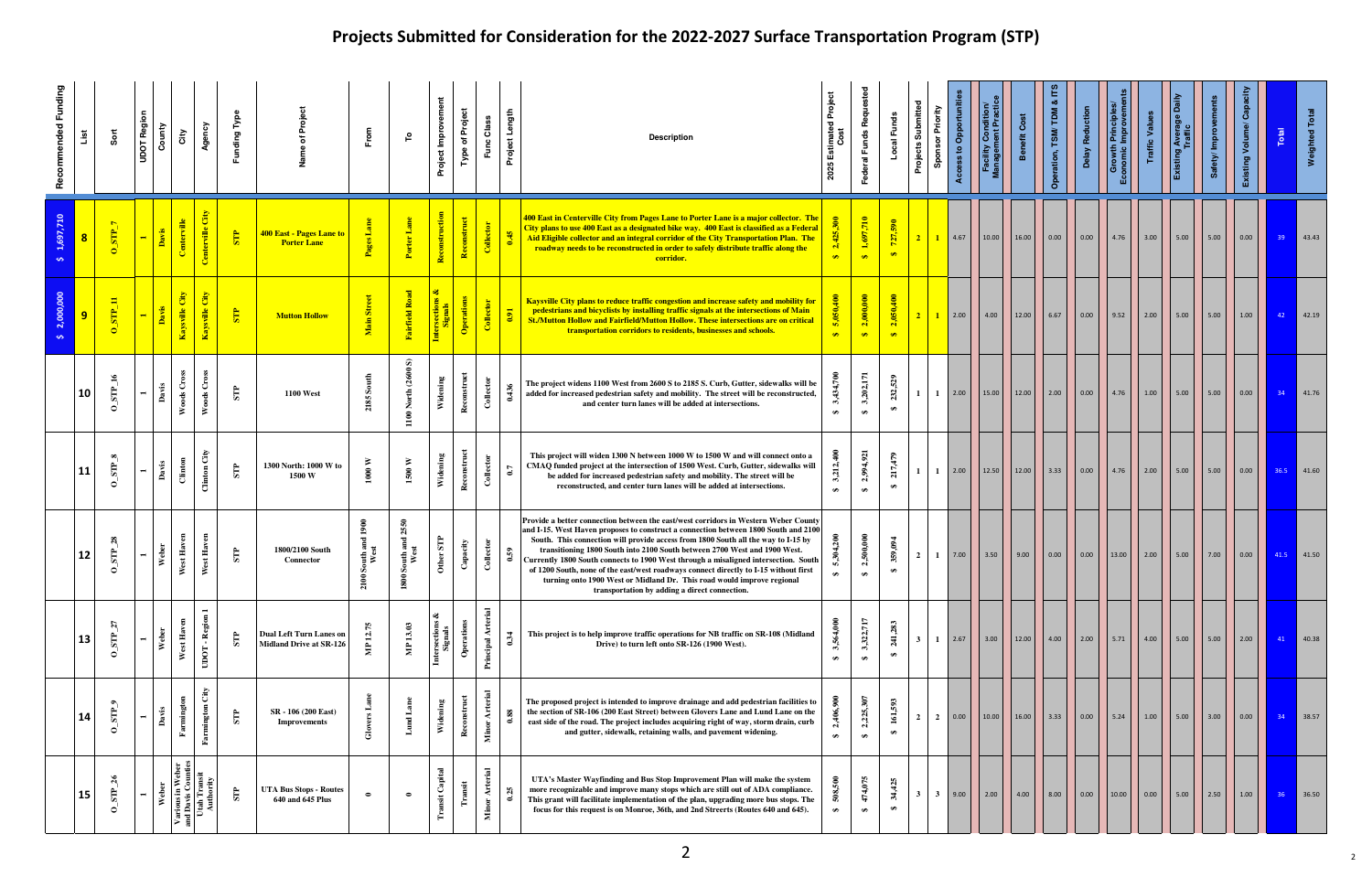# Projects Submitted for Consideration for the 2022-2027 Surface Transportation Program (STP)

| Recommended Funding | List | Sort | UDOT Region | County | City | Agency | Funding Type | Name of Project | From | To | Project Improvement | Type of Project | Func Class | Project Length | Description | 2025 Estimated Project Cost | Federal Funds Requested | Local Funds | Projects Submitted | Sponsor Priority | Access to Opportunities | Facility Condition/ Management Practice | Benefit Cost | Operation, TSM/ TDM & ITS | Delay Reduction | Growth Principles/ Economic Improvements | Traffic Values | Existing Average Daily Traffic | Safety/ Improvements | Existing Volume/ Capacity | Total | Weighted Total |
|---|---|---|---|---|---|---|---|---|---|---|---|---|---|---|---|---|---|---|---|---|---|---|---|---|---|---|---|---|---|---|---|---|
| $ 1,697,710 | 8 | O_STP_7 | 1 | Davis | Centerville | Centerville City | STP | 400 East - Pages Lane to Porter Lane | Pages Lane | Porter Lane | Reconstruction | Reconstruct | Collector | 0.45 | 400 East in Centerville City from Pages Lane to Porter Lane is a major collector. The City plans to use 400 East as a designated bike way. 400 East is classified as a Federal Aid Eligible collector and an integral corridor of the City Transportation Plan. The roadway needs to be reconstructed in order to safely distribute traffic along the corridor. | $ 2,425,300 | $ 1,697,710 | $ 727,590 | 2 | 1 | 4.67 | 10.00 | 16.00 | 0.00 | 0.00 | 4.76 | 3.00 | 5.00 | 5.00 | 0.00 | 39 | 43.43 |
| $ 2,000,000 | 9 | O_STP_11 | 1 | Davis | Kaysville City | Kaysville City | STP | Mutton Hollow | Main Street | Fairfield Road | Intersections & Signals | Operations | Collector | 0.91 | Kaysville City plans to reduce traffic congestion and increase safety and mobility for pedestrians and bicyclists by installing traffic signals at the intersections of Main St./Mutton Hollow and Fairfield/Mutton Hollow. These intersections are on critical transportation corridors to residents, businesses and schools. | $ 5,050,400 | $ 2,000,000 | $ 2,050,400 | 2 | 1 | 2.00 | 4.00 | 12.00 | 6.67 | 0.00 | 9.52 | 2.00 | 5.00 | 5.00 | 1.00 | 42 | 42.19 |
| | 10 | O_STP_16 | 1 | Davis | Woods Cross | Woods Cross | STP | 1100 West | 2185 South | 1100 North (2600 S) | Widening | Reconstruct | Collector | 0.436 | The project widens 1100 West from 2600 S to 2185 S. Curb, Gutter, sidewalks will be added for increased pedestrian safety and mobility. The street will be reconstructed, and center turn lanes will be added at intersections. | $ 3,434,700 | $ 3,202,171 | $ 232,529 | 1 | 1 | 2.00 | 15.00 | 12.00 | 2.00 | 0.00 | 4.76 | 1.00 | 5.00 | 5.00 | 0.00 | 34 | 41.76 |
| | 11 | O_STP_8 | 1 | Davis | Clinton | Clinton City | STP | 1300 North: 1000 W to 1500 W | 1000 W | 1500 W | Widening | Reconstruct | Collector | 0.7 | This project will widen 1300 N between 1000 W to 1500 W and will connect onto a CMAQ funded project at the intersection of 1500 West. Curb, Gutter, sidewalks will be added for increased pedestrian safety and mobility. The street will be reconstructed, and center turn lanes will be added at intersections. | $ 3,212,400 | $ 2,994,921 | $ 217,479 | 1 | 1 | 2.00 | 12.50 | 12.00 | 3.33 | 0.00 | 4.76 | 2.00 | 5.00 | 5.00 | 0.00 | 36.5 | 41.60 |
| | 12 | O_STP_28 | 1 | Weber | West Haven | West Haven | STP | 1800/2100 South Connector | 2100 South and 1900 West | 1800 South and 2550 West | Other STP | Capacity | Collector | 0.59 | Provide a better connection between the east/west corridors in Western Weber County and I-15. West Haven proposes to construct a connection between 1800 South and 2100 South. This connection will provide access from 1800 South all the way to I-15 by transitioning 1800 South into 2100 South between 2700 West and 1900 West. Currently 1800 South connects to 1900 West through a misaligned intersection. South of 1200 South, none of the east/west roadways connect directly to I-15 without first turning onto 1900 West or Midland Dr. This road would improve regional transportation by adding a direct connection. | $ 5,304,200 | $ 2,500,000 | $ 359,094 | 2 | 1 | 7.00 | 3.50 | 9.00 | 0.00 | 0.00 | 13.00 | 2.00 | 5.00 | 7.00 | 0.00 | 41.5 | 41.50 |
| | 13 | O_STP_27 | 1 | Weber | West Haven | UDOT - Region 1 | STP | Dual Left Turn Lanes on Midland Drive at SR-126 | MP 12.75 | MP 13.03 | Intersections & Signals | Operations | Principal Arterial | 0.34 | This project is to help improve traffic operations for NB traffic on SR-108 (Midland Drive) to turn left onto SR-126 (1900 West). | $ 3,564,000 | $ 3,322,717 | $ 241,283 | 3 | 1 | 2.67 | 3.00 | 12.00 | 4.00 | 2.00 | 5.71 | 4.00 | 5.00 | 5.00 | 2.00 | 41 | 40.38 |
| | 14 | O_STP_9 | 1 | Davis | Farmington | Farmington City | STP | SR - 106 (200 East) Improvements | Glovers Lane | Lund Lane | Widening | Reconstruct | Minor Arterial | 0.88 | The proposed project is intended to improve drainage and add pedestrian facilities to the section of SR-106 (200 East Street) between Glovers Lane and Lund Lane on the east side of the road. The project includes acquiring right of way, storm drain, curb and gutter, sidewalk, retaining walls, and pavement widening. | $ 2,406,900 | $ 2,225,307 | $ 161,593 | 2 | 2 | 0.00 | 10.00 | 16.00 | 3.33 | 0.00 | 5.24 | 1.00 | 5.00 | 3.00 | 0.00 | 34 | 38.57 |
| | 15 | O_STP_26 | 1 | Weber | Various in Weber and Davis Counties | Utah Transit Authority | STP | UTA Bus Stops - Routes 640 and 645 Plus | 0 | 0 | Transit Capital | Transit | Minor Arterial | 0.25 | UTA's Master Wayfinding and Bus Stop Improvement Plan will make the system more recognizable and improve many stops which are still out of ADA compliance. This grant will facilitate implementation of the plan, upgrading more bus stops. The focus for this request is on Monroe, 36th, and 2nd Streerts (Routes 640 and 645). | $ 508,500 | $ 474,075 | $ 34,425 | 3 | 3 | 9.00 | 2.00 | 4.00 | 8.00 | 0.00 | 10.00 | 0.00 | 5.00 | 2.50 | 1.00 | 36 | 36.50 |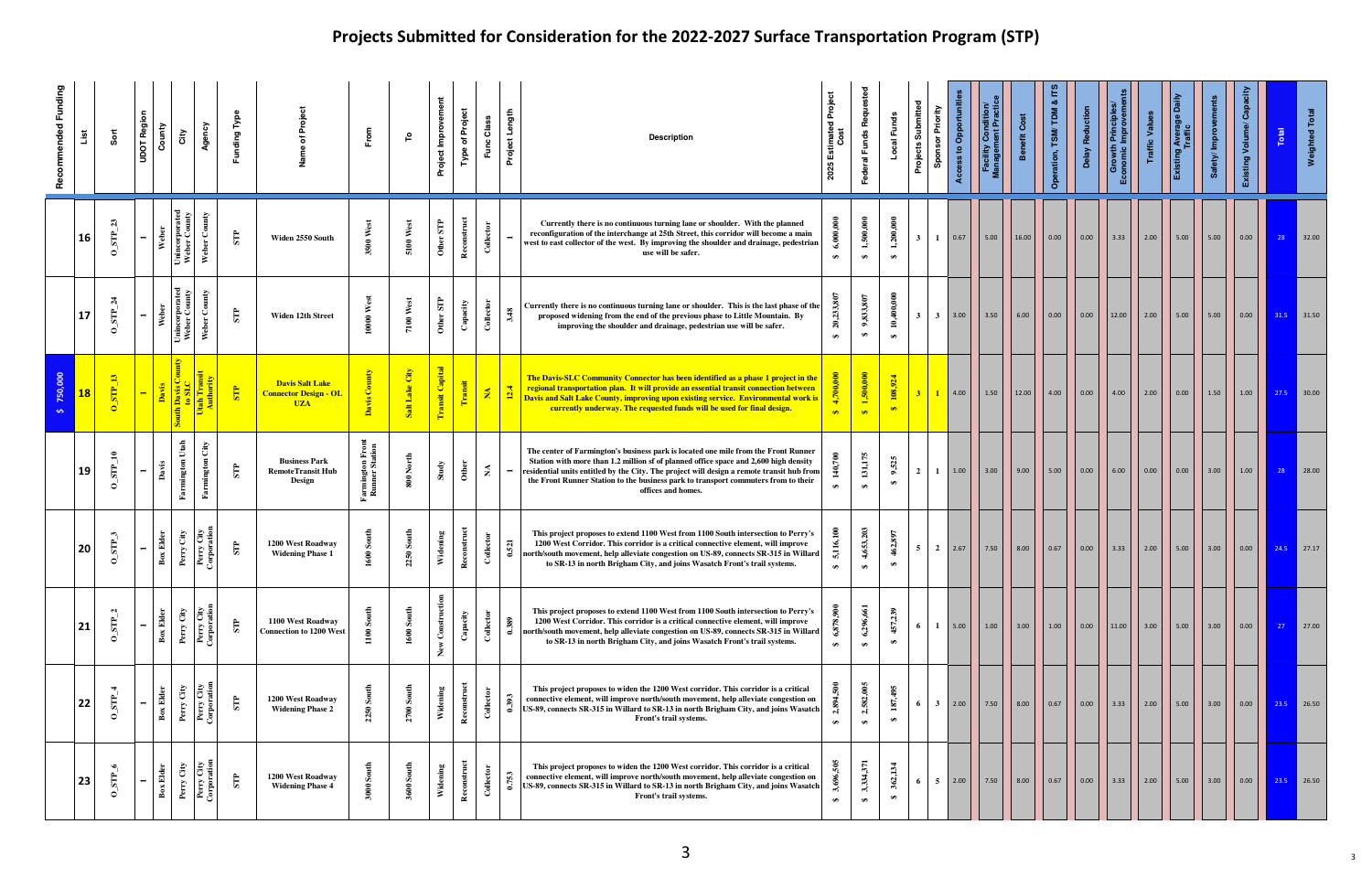# Projects Submitted for Consideration for the 2022-2027 Surface Transportation Program (STP)

| Recommended Funding | List | Sort | UDOT Region | County | City | Agency | Funding Type | Name of Project | From | To | Project Improvement | Type of Project | Func Class | Project Length | Description | 2025 Estimated Project Cost | Federal Funds Requested | Local Funds | Projects Submitted | Sponsor Priority | Access to Opportunities | Facility Condition/ Management Practice | Benefit Cost | Operation, TSM/ TDM & ITS | Delay Reduction | Growth Principles/ Economic Improvements | Traffic Values | Existing Average Daily Traffic | Safety/ Improvements | Existing Volume/ Capacity | Total | Weighted Total |
|---|---|---|---|---|---|---|---|---|---|---|---|---|---|---|---|---|---|---|---|---|---|---|---|---|---|---|---|---|---|---|---|---|
| | 16 | O_STP_23 | 1 | Weber | Unincorporated Weber County | Weber County | STP | Widen 2550 South | 3500 West | 5100 West | Other STP | Reconstruct | Collector | 1 | Currently there is no continuous turning lane or shoulder. With the planned reconfiguration of the interchange at 25th Street, this corridor will become a main west to east collector of the west. By improving the shoulder and drainage, pedestrian use will be safer. | $ 6,000,000 | $ 1,500,000 | $ 1,200,000 | 3 | 1 | 0.67 | 5.00 | 16.00 | 0.00 | 0.00 | 3.33 | 2.00 | 5.00 | 5.00 | 0.00 | 28 | 32.00 |
| | 17 | O_STP_24 | 1 | Weber | Unincorporated Weber County | Weber County | STP | Widen 12th Street | 10000 West | 7100 West | Other STP | Capacity | Collector | 3.48 | Currently there is no continuous turning lane or shoulder. This is the last phase of the proposed widening from the end of the previous phase to Little Mountain. By improving the shoulder and drainage, pedestrian use will be safer. | $ 20,233,807 | $ 9,833,807 | $ 10,400,000 | 3 | 3 | 3.00 | 3.50 | 6.00 | 0.00 | 0.00 | 12.00 | 2.00 | 5.00 | 5.00 | 0.00 | 31.5 | 31.50 |
| $ 750,000 | 18 | O_STP_13 | 1 | Davis | South Davis County to SLC | Utah Transit Authority | STP | Davis Salt Lake Connector Design - OL UZA | Davis County | Salt Lake City | Transit Capital | Transit | NA | 12.4 | The Davis-SLC Community Connector has been identified as a phase 1 project in the regional transportation plan. It will provide an essential transit connection between Davis and Salt Lake County, improving upon existing service. Environmental work is currently underway. The requested funds will be used for final design. | $ 4,700,000 | $ 1,500,000 | $ 108,924 | 3 | 1 | 4.00 | 1.50 | 12.00 | 4.00 | 0.00 | 4.00 | 2.00 | 0.00 | 1.50 | 1.00 | 27.5 | 30.00 |
| | 19 | O_STP_10 | 1 | Davis | Farmington Utah | Farmington City | STP | Business Park RemoteTransit Hub Design | Farmington Front Runner Station | 800 North | Study | Other | NA | 1 | The center of Farmington's business park is located one mile from the Front Runner Station with more than 1.2 million sf of planned office space and 2,600 high density residential units entitled by the City. The project will design a remote transit hub from the Front Runner Station to the business park to transport commuters from to their offices and homes. | $ 140,700 | $ 131,175 | $ 9,525 | 2 | 1 | 1.00 | 3.00 | 9.00 | 5.00 | 0.00 | 6.00 | 0.00 | 0.00 | 3.00 | 1.00 | 28 | 28.00 |
| | 20 | O_STP_3 | 1 | Box Elder | Perry City | Perry City Corporation | STP | 1200 West Roadway Widening Phase 1 | 1600 South | 2250 South | Widening | Reconstruct | Collector | 0.521 | This project proposes to extend 1100 West from 1100 South intersection to Perry's 1200 West Corridor. This corridor is a critical connective element, will improve north/south movement, help alleviate congestion on US-89, connects SR-315 in Willard to SR-13 in north Brigham City, and joins Wasatch Front's trail systems. | $ 5,116,100 | $ 4,653,203 | $ 462,897 | 5 | 2 | 2.67 | 7.50 | 8.00 | 0.67 | 0.00 | 3.33 | 2.00 | 5.00 | 3.00 | 0.00 | 24.5 | 27.17 |
| | 21 | O_STP_2 | 1 | Box Elder | Perry City | Perry City Corporation | STP | 1100 West Roadway Connection to 1200 West | 1100 South | 1600 South | New Construction | Capacity | Collector | 0.389 | This project proposes to extend 1100 West from 1100 South intersection to Perry's 1200 West Corridor. This corridor is a critical connective element, will improve north/south movement, help alleviate congestion on US-89, connects SR-315 in Willard to SR-13 in north Brigham City, and joins Wasatch Front's trail systems. | $ 6,878,900 | $ 6,296,661 | $ 457,239 | 6 | 1 | 5.00 | 1.00 | 3.00 | 1.00 | 0.00 | 11.00 | 3.00 | 5.00 | 3.00 | 0.00 | 27 | 27.00 |
| | 22 | O_STP_4 | 1 | Box Elder | Perry City | Perry City Corporation | STP | 1200 West Roadway Widening Phase 2 | 2250 South | 2700 South | Widening | Reconstruct | Collector | 0.393 | This project proposes to widen the 1200 West corridor. This corridor is a critical connective element, will improve north/south movement, help alleviate congestion on US-89, connects SR-315 in Willard to SR-13 in north Brigham City, and joins Wasatch Front's trail systems. | $ 2,894,500 | $ 2,582,005 | $ 187,495 | 6 | 3 | 2.00 | 7.50 | 8.00 | 0.67 | 0.00 | 3.33 | 2.00 | 5.00 | 3.00 | 0.00 | 23.5 | 26.50 |
| | 23 | O_STP_6 | 1 | Box Elder | Perry City | Perry City Corporation | STP | 1200 West Roadway Widening Phase 4 | 3000 South | 3600 South | Widening | Reconstruct | Collector | 0.753 | This project proposes to widen the 1200 West corridor. This corridor is a critical connective element, will improve north/south movement, help alleviate congestion on US-89, connects SR-315 in Willard to SR-13 in north Brigham City, and joins Wasatch Front's trail systems. | $ 3,696,505 | $ 3,334,371 | $ 362,134 | 6 | 5 | 2.00 | 7.50 | 8.00 | 0.67 | 0.00 | 3.33 | 2.00 | 5.00 | 3.00 | 0.00 | 23.5 | 26.50 |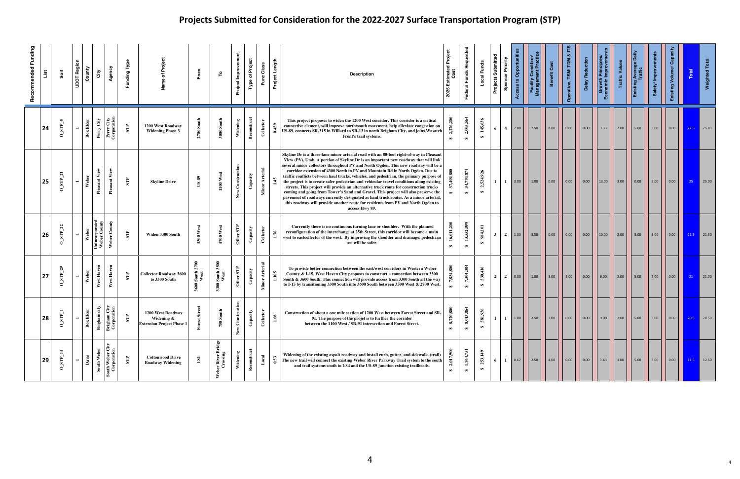# Projects Submitted for Consideration for the 2022-2027 Surface Transportation Program (STP)

| Recommended Funding | List | Sort | UDOT Region | County | City | Agency | Funding Type | Name of Project | From | To | Project Improvement | Type of Project | Func Class | Project Length | Description | 2025 Estimated Project Cost | Federal Funds Requested | Local Funds | Projects Submitted | Sponsor Priority | Access to Opportunities | Facility Condition/ Management Practice | Benefit Cost | Operation, TSM/ TDM & ITS | Delay Reduction | Growth Principles/ Economic Improvements | Traffic Values | Existing Average Daily Traffic | Safety/ Improvements | Existing Volume/ Capacity | Total | Weighted Total |
|---|---|---|---|---|---|---|---|---|---|---|---|---|---|---|---|---|---|---|---|---|---|---|---|---|---|---|---|---|---|---|---|---|
| | 24 | O_STP_5 | 1 | Box Elder | Perry City | Perry City Corporation | STP | 1200 West Roadway Widening Phase 3 | 2700 South | 3000 South | Widening | Reconstruct | Collector | 0.459 | This project proposes to widen the 1200 West corridor. This corridor is a critical connective element, will improve north/south movement, help alleviate congestion on US-89, connects SR-315 in Willard to SR-13 in north Brigham City, and joins Wasatch Front's trail systems. | $ 2,276,200 | $ 2,005,564 | $ 145,636 | 6 | 4 | 2.00 | 7.50 | 8.00 | 0.00 | 0.00 | 3.33 | 2.00 | 5.00 | 3.00 | 0.00 | 22.5 | 25.83 |
| | 25 | O_STP_21 | 1 | Weber | Pleasant View | Pleasant View | STP | Skyline Drive | US-89 | 1100 West | New Construction | Capacity | Minor Arterial | 1.45 | Skyline Dr is a three-lane minor arterial road with an 80-foot right-of-way in Pleasant View (PV), Utah. A portion of Skyline Dr is an important new roadway that will link several minor collectors throughout PV and North Ogden. This new roadway will be a corridor extension of 4300 North in PV and Mountain Rd in North Ogden. Due to traffic conflicts between haul trucks, vehicles, and pedestrian, the primary purpose of the project is to create safer pedestrian and vehicular travel conditions along existing streets. This project will provide an alternative truck route for construction trucks coming and going from Tower's Sand and Gravel. This project will also preserve the pavement of roadways currently designated as haul truck routes. As a minor arterial, this roadway will provide another route for residents from PV and North Ogden to access Hwy 89. | $ 37,409,800 | $ 34,770,874 | $ 2,524,926 | 1 | 1 | 3.00 | 1.00 | 0.00 | 0.00 | 0.00 | 13.00 | 3.00 | 0.00 | 5.00 | 0.00 | 25 | 25.00 |
| | 26 | O_STP_22 | 1 | Weber | Unincorporated Weber County | Weber County | STP | Widen 3300 South | 3300 West | 4700 West | Other STP | Capacity | Collector | 1.76 | Currently there is no continuous turning lane or shoulder. With the planned reconfiguration of the interchange at 25th Street, this corridor will become a main west to eastcollector of the west. By improving the shoulder and drainage, pedestrian use will be safer. | $ 16,011,200 | $ 13,552,099 | $ 984,101 | 3 | 2 | 1.00 | 3.50 | 0.00 | 0.00 | 0.00 | 10.00 | 2.00 | 5.00 | 5.00 | 0.00 | 21.5 | 21.50 |
| | 27 | O_STP_29 | 1 | Weber | West Haven | West Haven | STP | Collector Roadway 3600 to 3300 South | 3600 South 2700 West | 3300 South 3500 West | Other STP | Capacity | Minor Arterial | 1.105 | To provide better connection between the east/west corridors in Western Weber County & I-15, West Haven City proposes to construct a connection between 3300 South & 3600 South. This connection will provide access from 3300 South all the way to I-15 by transitioning 3300 South into 3600 South between 3500 West & 2700 West. | $ 7,834,800 | $ 7,304,384 | $ 530,416 | 2 | 2 | 0.00 | 1.00 | 3.00 | 2.00 | 0.00 | 6.00 | 2.00 | 5.00 | 7.00 | 0.00 | 21 | 21.00 |
| | 28 | O_STP_1 | 1 | Box Elder | Brigham city | Brigham City Corporation | STP | 1200 West Roadway Widening & Extension Project Phase 1 | Forest Street | 750 South | New Construction | Capacity | Collector | 1.08 | Construction of about a one mile section of 1200 West between Forest Street and SR-91. The purpose of the projet is to further the corridor between the 1100 West / SR-91 intersection and Forest Street. | $ 8,720,800 | $ 8,013,864 | $ 581,936 | 1 | 1 | 1.00 | 2.50 | 3.00 | 0.00 | 0.00 | 9.00 | 2.00 | 5.00 | 3.00 | 0.00 | 20.5 | 20.50 |
| | 29 | O_STP_14 | 1 | Davis | South Weber | South Weber City Corporation | STP | Cottonwood Drive Roadway Widening | I-84 | Weber River Bridge Crossing | Widening | Reconstruct | Local | 0.53 | Widening of the existing aspalt roadway and install curb, gutter, and sidewalk. (trail) The new trail will connect the existing Weber River Parkway Trail system to the south and trail systems south to I-84 and the US-89 junction existing trailheads. | $ 2,017,900 | $ 1,764,751 | $ 253,149 | 6 | 1 | 0.67 | 2.50 | 4.00 | 0.00 | 0.00 | 1.43 | 1.00 | 5.00 | 3.00 | 0.00 | 11.5 | 12.60 |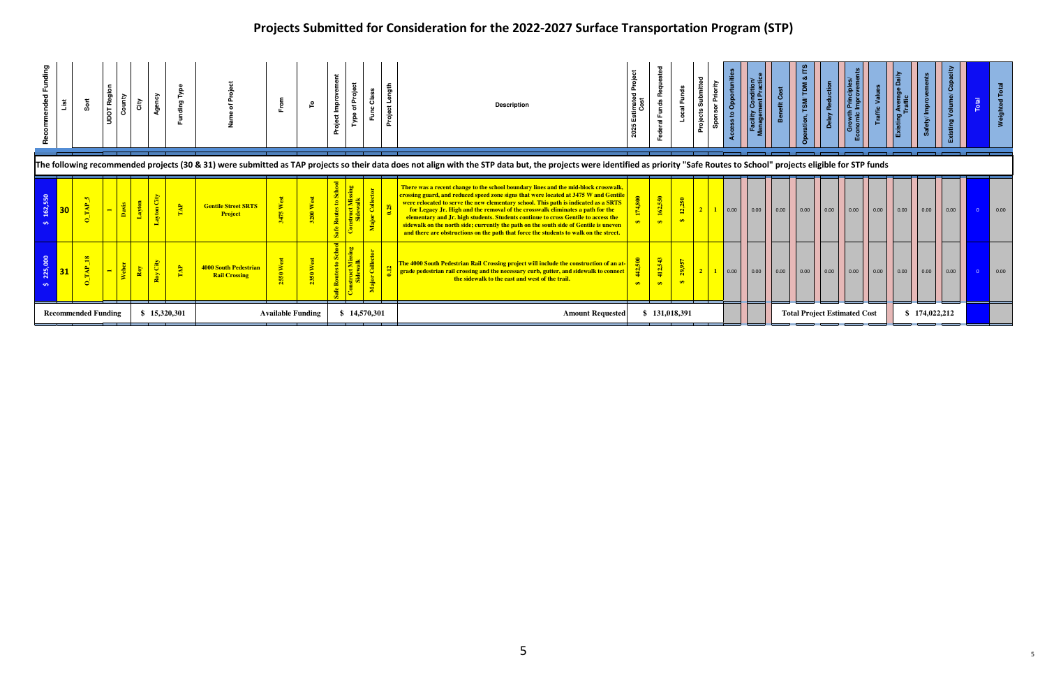# Projects Submitted for Consideration for the 2022-2027 Surface Transportation Program (STP)

| Recommended Funding | List | Sort | UDOT Region | County | City | Agency | Funding Type | Name of Project | From | To | Project Improvement | Type of Project | Func Class | Project Length | Description | 2025 Estimated Project Cost | Federal Funds Requested | Local Funds | Projects Submitted | Sponsor Priority | Access to Opportunities | Facility Condition/ Management Practice | Benefit Cost | Operation, TSM/ TDM & ITS | Delay Reduction | Growth Principles/ Economic Improvements | Traffic Values | Existing Average Daily Traffic | Safety/ Improvements | Existing Volume/ Capacity | Total | Weighted Total |
|---|---|---|---|---|---|---|---|---|---|---|---|---|---|---|---|---|---|---|---|---|---|---|---|---|---|---|---|---|---|---|---|---|
| The following recommended projects (30 & 31) were submitted as TAP projects so their data does not align with the STP data but, the projects were identified as priority "Safe Routes to School" projects eligible for STP funds | | | | | | | | | | | | | | | | | | | | | | | | | | | | | | | | |
| $ 162,550 | 30 | O_TAP_5 | 1 | Davis | Layton | Layton City | TAP | Gentile Street SRTS Project | 3475 West | 3200 West | Safe Routes to School | Construct Missing Sidewalk | Major Collector | 0.25 | There was a recent change to the school boundary lines and the mid-block crosswalk, crossing guard, and reduced speed zone signs that were located at 3475 W and Gentile were relocated to serve the new elementary school. This path is indicated as a SRTS for Legacy Jr. High and the removal of the crosswalk eliminates a path for the elementary and Jr. high students. Students continue to cross Gentile to access the sidewalk on the north side; currently the path on the south side of Gentile is uneven and there are obstructions on the path that force the students to walk on the street. | $ 174,800 | $ 162,550 | $ 12,250 | 2 | 1 | 0.00 | 0.00 | 0.00 | 0.00 | 0.00 | 0.00 | 0.00 | 0.00 | 0.00 | 0.00 | 0 | 0.00 |
| $ 225,000 | 31 | O_TAP_18 | 1 | Weber | Roy | Roy City | TAP | 4000 South Pedestrian Rail Crossing | 2550 West | 2350 West | Safe Routes to School | Construct Missing Sidewalk | Major Collector | 0.12 | The 4000 South Pedestrian Rail Crossing project will include the construction of an at-grade pedestrian rail crossing and the necessary curb, gutter, and sidewalk to connect the sidewalk to the east and west of the trail. | $ 442,500 | $ 412,543 | $ 29,957 | 2 | 1 | 0.00 | 0.00 | 0.00 | 0.00 | 0.00 | 0.00 | 0.00 | 0.00 | 0.00 | 0.00 | 0 | 0.00 |
| Recommended Funding | | | | $ 15,320,301 | | | | | Available Funding | | $ 14,570,301 | | | | Amount Requested | $ 131,018,391 | | | | | | | Total Project Estimated Cost | | | | | $ 174,022,212 | | | | |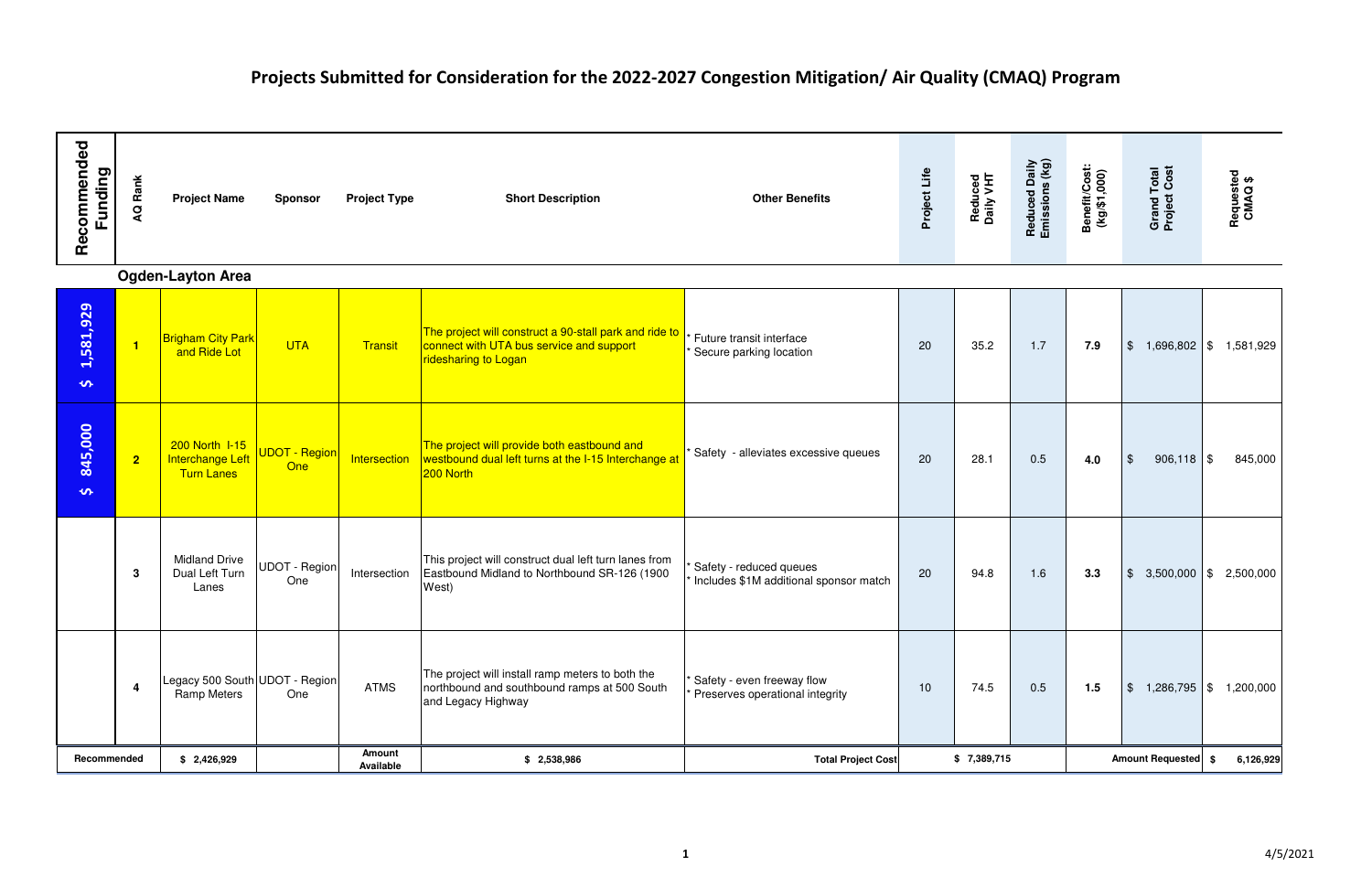# Projects Submitted for Consideration for the 2022-2027 Congestion Mitigation/ Air Quality (CMAQ) Program

| Recommended Funding | AQ Rank | Project Name | Sponsor | Project Type | Short Description | Other Benefits | Project Life | Reduced Daily VHT | Reduced Daily Emissions (kg) | Benefit/Cost: (kg/$1,000) | Grand Total Project Cost | Requested CMAQ $ |
|---|---|---|---|---|---|---|---|---|---|---|---|---|
| **Ogden-Layton Area** | | | | | | | | | | | | |
| $ 1,581,929 | 1 | Brigham City Park and Ride Lot | UTA | Transit | The project will construct a 90-stall park and ride to connect with UTA bus service and support ridesharing to Logan | * Future transit interface<br>* Secure parking location | 20 | 35.2 | 1.7 | 7.9 | $ 1,696,802 | $ 1,581,929 |
| $ 845,000 | 2 | 200 North I-15 Interchange Left Turn Lanes | UDOT - Region One | Intersection | The project will provide both eastbound and westbound dual left turns at the I-15 Interchange at 200 North | * Safety - alleviates excessive queues | 20 | 28.1 | 0.5 | 4.0 | $ 906,118 | $ 845,000 |
| | 3 | Midland Drive Dual Left Turn Lanes | UDOT - Region One | Intersection | This project will construct dual left turn lanes from Eastbound Midland to Northbound SR-126 (1900 West) | * Safety - reduced queues<br>* Includes $1M additional sponsor match | 20 | 94.8 | 1.6 | 3.3 | $ 3,500,000 | $ 2,500,000 |
| | 4 | Legacy 500 South Ramp Meters | UDOT - Region One | ATMS | The project will install ramp meters to both the northbound and southbound ramps at 500 South and Legacy Highway | * Safety - even freeway flow<br>* Preserves operational integrity | 10 | 74.5 | 0.5 | 1.5 | $ 1,286,795 | $ 1,200,000 |
| Recommended | | $ 2,426,929 | | Amount Available | $ 2,538,986 | Total Project Cost | | $ 7,389,715 | | | Amount Requested | $ 6,126,929 |

4/5/2021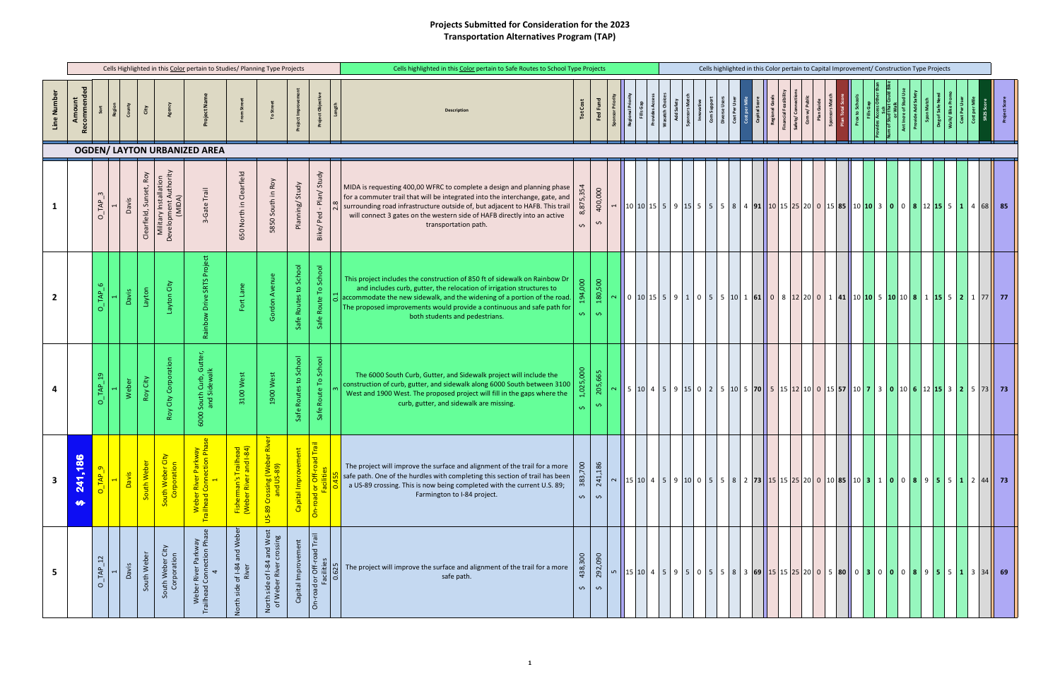# Projects Submitted for Consideration for the 2023 Transportation Alternatives Program (TAP)

Cells Highlighted in this Color pertain to Studies/ Planning Type Projects

Cells highlighted in this Color pertain to Safe Routes to School Type Projects

Cells highlighted in this Color pertain to Capital Improvement/ Construction Type Projects

## OGDEN/ LAYTON URBANIZED AREA

| Line Number | Amount Recommended | Sort | Region | County | City | Agency | Project Name | From Street | To Street | Project Improvement | Project Objective | Length | Description | Tot Cost | Fed Fund | Sponsor Priority | Regional Priority | Fills Gap | Provides Access | Wasatch Choices | Add Safety | Sponsors Match | Innovative | Com Support | Diverse Users | Cost Per User | Cost per Mile | Capital Score | Regional Goals | Financial Feasibility | Safety/ Connections | Com w/ Public | Plan Guide | Sponsors Match | Plan Total Score | Prox to Schools | Fills Gap | Provides Access Other than Bus | Num of Stud that Could Bike or Walk | Ant Incre of Stud Use | Provide Add Safety | Spon Match | Deg of Safe Need | Walk/ Bike Promo | Cost Per User | Cost per Mile | SRTS Score | Project Score |
|---|---|---|---|---|---|---|---|---|---|---|---|---|---|---|---|---|---|---|---|---|---|---|---|---|---|---|---|---|---|---|---|---|---|---|---|---|---|---|---|---|---|---|---|---|---|---|---|---|
| 1 | | O_TAP_3 | 1 | Davis | Clearfield, Sunset, Roy | Military Installation Development Authority (MIDA) | 3-Gate Trail | 650 North in Clearfield | 5850 South in Roy | Planning/ Study | Bike/ Ped - Plan/ Study | 2.8 | MIDA is requesting 400,00 of WFRC to complete a design and planning phase for a commuter trail that will be integrated into the interchange, gate, and surrounding road infrastructure outside of, but adjacent to HAFB. This trail will connect 3 gates on the western side of HAFB directly into an active transportation path. | $ 8,875,354 | $ 400,000 | 1 | 10 | 10 | 15 | 5 | 9 | 15 | 5 | 5 | 5 | 8 | 4 | 91 | 10 | 15 | 25 | 20 | 0 | 15 | 85 | 10 | 10 | 3 | 0 | 0 | 8 | 12 | 15 | 5 | 1 | 4 | 68 | 85 |
| 2 | | O_TAP_6 | 1 | Davis | Layton | Layton City | Rainbow Drive SRTS Project | Fort Lane | Gordon Avenue | Safe Routes to School | Safe Route To School | 0.1 | This project includes the construction of 850 ft of sidewalk on Rainbow Dr and includes curb, gutter, the relocation of irrigation structures to accommodate the new sidewalk, and the widening of a portion of the road. The proposed improvements would provide a continuous and safe path for both students and pedestrians. | $ 194,000 | $ 180,500 | 2 | 0 | 10 | 15 | 5 | 9 | 1 | 0 | 5 | 5 | 10 | 1 | 61 | 0 | 8 | 12 | 20 | 0 | 1 | 41 | 10 | 10 | 5 | 10 | 10 | 8 | 1 | 15 | 5 | 2 | 1 | 77 | 77 |
| 4 | | O_TAP_19 | 1 | Weber | Roy City | Roy City Corporation | 6000 South Curb, Gutter, and Sidewalk | 3100 West | 1900 West | Safe Routes to School | Safe Route To School | 3 | The 6000 South Curb, Gutter, and Sidewalk project will include the construction of curb, gutter, and sidewalk along 6000 South between 3100 West and 1900 West. The proposed project will fill in the gaps where the curb, gutter, and sidewalk are missing. | $ 1,025,000 | $ 205,665 | 2 | 5 | 10 | 4 | 5 | 9 | 15 | 0 | 2 | 5 | 10 | 5 | 70 | 5 | 15 | 12 | 10 | 0 | 15 | 57 | 10 | 7 | 3 | 0 | 10 | 6 | 12 | 15 | 3 | 2 | 5 | 73 | 73 |
| 3 | $ 241,186 | O_TAP_9 | 1 | Davis | South Weber | South Weber City Corporation | Weber River Parkway Trailhead Connection Phase 1 | Fisherman's Trailhead (Weber River and I-84) | US-89 Crossing (Weber River and US-89) | Capital Improvement | On-road or Off-road Trail Facilities | 0.455 | The project will improve the surface and alignment of the trail for a more safe path. One of the hurdles with completing this section of trail has been a US-89 crossing. This is now being completed with the current U.S. 89; Farmington to I-84 project. | $ 383,700 | $ 241,186 | 2 | 15 | 10 | 4 | 5 | 9 | 10 | 0 | 5 | 5 | 8 | 2 | 73 | 15 | 15 | 25 | 20 | 0 | 10 | 85 | 10 | 3 | 1 | 0 | 0 | 8 | 9 | 5 | 5 | 1 | 2 | 44 | 73 |
| 5 | | O_TAP_12 | 1 | Davis | South Weber | South Weber City Corporation | Weber River Parkway Trailhead Connection Phase 4 | North side of I-84 and Weber River | North side of I-84 and West of Weber River crossing | Capital Improvement | On-road or Off-road Trail Facilities | 0.625 | The project will improve the surface and alignment of the trail for a more safe path. | $ 438,300 | $ 292,090 | 5 | 15 | 10 | 4 | 5 | 9 | 5 | 0 | 5 | 5 | 8 | 3 | 69 | 15 | 15 | 25 | 20 | 0 | 5 | 80 | 0 | 3 | 0 | 0 | 0 | 8 | 9 | 5 | 5 | 1 | 3 | 34 | 69 |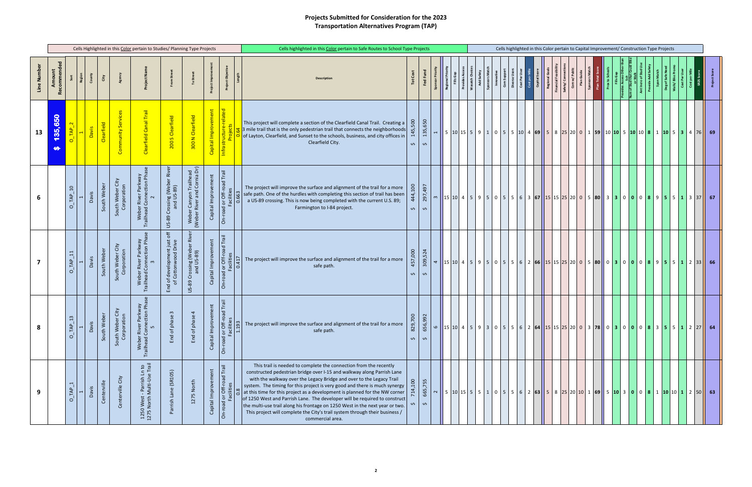# Projects Submitted for Consideration for the 2023 Transportation Alternatives Program (TAP)

Cells Highlighted in this Color pertain to Studies/ Planning Type Projects

Cells highlighted in this Color pertain to Safe Routes to School Type Projects

Cells highlighted in this Color pertain to Capital Improvement/ Construction Type Projects

| Line Number | Amount Recommended | Sort | Region | County | City | Agency | Project Name | From Street | To Street | Project Improvement | Project Objective | Length | Description | Tot Cost | Fed Fund | Sponsor Priority | Regional Priority | Fills Gap | Provides Access | Wasatch Choices | Add Safety | Sponsors Match | Innovative | Com Support | Diverse Users | Cost Per User | Cost per Mile | Capital Score | Regional Goals | Financial Feasibility | Safety/ Connections | Com w/ Public | Plan Guide | Sponsors Match | Plan Total Score | Prox to Schools | Fills Gap | Provides Access Other than Sch | Num of Stud that Could Bike or Walk | Act Incre of Stud Use | Provide Add Safety | Spon Match | Deg of Safe Need | Walk/ Bike Promo | Cost Per User | Cost per Mile | SR2S Score | Project Score |
|---|---|---|---|---|---|---|---|---|---|---|---|---|---|---|---|---|---|---|---|---|---|---|---|---|---|---|---|---|---|---|---|---|---|---|---|---|---|---|---|---|---|---|---|---|---|---|---|---|
| 13 | $ 135,650 | O_TAP_2 | 1 | Davis | Clearfield | Community Services | Clearfield Canal Trail | 200 S Clearfield | 300 N Clearfield | Capital Improvement | Infrastructure-related Projects | 0.64 | This project will complete a section of the Clearfield Canal Trail. Creating a 3 mile trail that is the only pedestrian trail that connects the neighborhoods of Layton, Clearfield, and Sunset to the schools, business, and city offices in Clearfield City. | $ 145,500 | $ 135,650 | 1 | 5 | 10 | 15 | 5 | 9 | 1 | 0 | 5 | 5 | 10 | 4 | 69 | 5 | 8 | 25 | 20 | 0 | 1 | 59 | 10 | 10 | 5 | 10 | 10 | 8 | 1 | 10 | 5 | 3 | 4 | 76 | 69 |
| 6 | | O_TAP_10 | 1 | Davis | South Weber | South Weber City Corporation | Weber River Parkway Trailhead Connection Phase 2 | US-89 Crossing (Weber River and US-89) | Weber Canyon Trailhead (Weber River and Cornia Dr) | Capital Improvement | On-road or Off-road Trail Facilities | 0.663 | The project will improve the surface and alignment of the trail for a more safe path. One of the hurdles with completing this section of trail has been a US-89 crossing. This is now being completed with the current U.S. 89; Farmington to I-84 project. | $ 444,100 | $ 297,497 | 3 | 15 | 10 | 4 | 5 | 9 | 5 | 0 | 5 | 5 | 6 | 3 | 67 | 15 | 15 | 25 | 20 | 0 | 5 | 80 | 3 | 3 | 0 | 0 | 0 | 8 | 9 | 5 | 5 | 1 | 3 | 37 | 67 |
| 7 | | O_TAP_11 | 1 | Davis | South Weber | South Weber City Corporation | Weber River Parkway Trailhead Connection Phase 3 | End of development just off of Cottonwood Drive | US-89 Crossing (Weber River and US-89) | Capital Improvement | On-road or Off-road Trail Facilities | 0.417 | The project will improve the surface and alignment of the trail for a more safe path. | $ 457,000 | $ 309,524 | 4 | 15 | 10 | 4 | 5 | 9 | 5 | 0 | 5 | 5 | 6 | 2 | 66 | 15 | 15 | 25 | 20 | 0 | 5 | 80 | 0 | 3 | 0 | 0 | 0 | 8 | 9 | 5 | 5 | 1 | 2 | 33 | 66 |
| 8 | | O_TAP_13 | 1 | Davis | South Weber | South Weber City Corporation | Weber River Parkway Trailhead Connection Phase 5 | End of phase 3 | End of phase 4 | Capital Improvement | On-road or Off-road Trail Facilities | 1.193 | The project will improve the surface and alignment of the trail for a more safe path. | $ 829,700 | $ 656,992 | 6 | 15 | 10 | 4 | 5 | 9 | 3 | 0 | 5 | 5 | 6 | 2 | 64 | 15 | 15 | 25 | 20 | 0 | 3 | 78 | 0 | 3 | 0 | 0 | 0 | 8 | 3 | 5 | 5 | 1 | 2 | 27 | 64 |
| 9 | | O_TAP_1 | 1 | Davis | Centerville | Centerville City | 1250 West - Parrish Ln to 1275 North Multi-Use Trail | Parrish Lane (SR105) | 1275 North | Capital Improvement | On-road or Off-road Trail Facilities | 0.8 | This trail is needed to complete the connection from the recently constructed pedestrian bridge over I-15 and walkway along Parrish Lane with the walkway over the Legacy Bridge and over to the Legacy Trail system. The timing for this project is very good and there is much synergy at this time for this project as a development is planned for the NW corner of 1250 West and Parrish Lane. The developer will be required to construct the multi-use trail along his frontage on 1250 West in the next year or two. This project will complete the City's trail system through their business / commercial area. | $ 714,100 | $ 665,755 | 2 | 5 | 10 | 15 | 5 | 5 | 1 | 0 | 5 | 5 | 6 | 2 | 63 | 5 | 8 | 25 | 20 | 10 | 1 | 69 | 5 | 10 | 3 | 0 | 0 | 8 | 1 | 10 | 10 | 1 | 2 | 50 | 63 |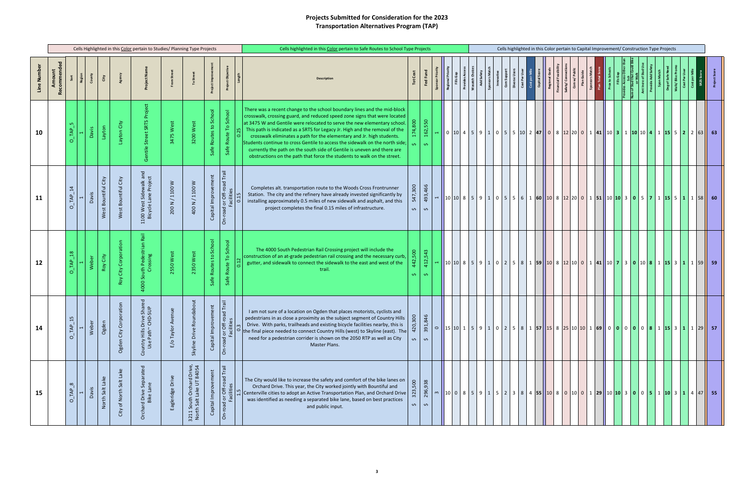# Projects Submitted for Consideration for the 2023 Transportation Alternatives Program (TAP)

| Line Number | Amount Recommended | Sort | Region | County | City | Agency | Project Name | From Street | To Street | Project Improvement | Project Objective | Length | Description | Tot Cost | Fed Fund | Sponsor Priority | Regional Priority | Fills Gap | Provides Access | Wasatch Choices | Add Safety | Sponsors Match | Innovative | Com Support | Diverse Users | Cost Per User | Cost per Mile | Capital Score | Regional Goals | Financial Feasibility | Safety/ Connections | Com w/ Public | Plan Guide | Sponsors Match | Plan Total Score | Prox to Schools | Fills Gap | Provides Access Other than Sch | Num of Stud that Could Bike or Walk | Ant Incre of Stud Use | Provide Add Safety | Spon Match | Deg of Safe Need | Walk/ Bike Promo | Cost Per User | Cost per Mile | SRTS Score | Project Score |
|---|---|---|---|---|---|---|---|---|---|---|---|---|---|---|---|---|---|---|---|---|---|---|---|---|---|---|---|---|---|---|---|---|---|---|---|---|---|---|---|---|---|---|---|---|---|---|---|---|
| | Cells Highlighted in this Color pertain to Studies/ Planning Type Projects | | | | | | | | | | | | Cells highlighted in this Color pertain to Safe Routes to School Type Projects | | | | Cells highlighted in this Color pertain to Capital Improvement/ Construction Type Projects | | | | | | | | | | | | | | | | | | | | | | | | | | | | | | | |
| 10 | | O_TAP_5 | 1 | Davis | Layton | Layton City | Gentile Street SRTS Project | 3475 West | 3200 West | Safe Routes to School | Safe Route To School | 0.25 | There was a recent change to the school boundary lines and the mid-block crosswalk, crossing guard, and reduced speed zone signs that were located at 3475 W and Gentile were relocated to serve the new elementary school. This path is indicated as a SRTS for Legacy Jr. High and the removal of the crosswalk eliminates a path for the elementary and Jr. high students. Students continue to cross Gentile to access the sidewalk on the north side; currently the path on the south side of Gentile is uneven and there are obstructions on the path that force the students to walk on the street. | $ 174,800 | $ 162,550 | 1 | 0 | 10 | 4 | 5 | 9 | 1 | 0 | 5 | 5 | 10 | 2 | **47** | 0 | 8 | 12 | 20 | 0 | 1 | **41** | 10 | **3** | 1 | **10** | 10 | **4** | 1 | **15** | 5 | **2** | 2 | 63 | **63** |
| 11 | | O_TAP_14 | 1 | Davis | West Bountiful City | West Bountiful City | 1100 West Sidewalk and Bicycle Lane Project | 200 N / 1100 W | 400 N / 1100 W | Capital Improvement | On-road or Off-road Trail Facilities | 0.15 | Completes alt. transportation route to the Woods Cross Frontrunner Station. The city and the refinery have already invested significantly by installing approximately 0.5 miles of new sidewalk and asphalt, and this project completes the final 0.15 miles of infrastructure. | $ 547,300 | $ 493,466 | 1 | 10 | 10 | 8 | 5 | 9 | 1 | 0 | 5 | 5 | 6 | 1 | **60** | 10 | 8 | 12 | 20 | 0 | 1 | **51** | 10 | **10** | 3 | **0** | 5 | **7** | 1 | **15** | 5 | **1** | 1 | 58 | **60** |
| 12 | | O_TAP_18 | 1 | Weber | Roy City | Roy City Corporation | 4000 South Pedestrian Rail Crossing | 2550 West | 2350 West | Safe Routes to School | Safe Route To School | 0.12 | The 4000 South Pedestrian Rail Crossing project will include the construction of an at-grade pedestrian rail crossing and the necessary curb, gutter, and sidewalk to connect the sidewalk to the east and west of the trail. | $ 442,500 | $ 412,543 | 1 | 10 | 10 | 8 | 5 | 9 | 1 | 0 | 2 | 5 | 8 | 1 | **59** | 10 | 8 | 12 | 10 | 0 | 1 | **41** | 10 | **7** | 3 | **0** | 10 | **8** | 1 | **15** | 3 | **1** | 1 | 59 | **59** |
| 14 | | O_TAP_15 | 1 | Weber | Ogden | Ogden City Corporation | Country Hills Drive Shared Use Path~ CHD-SUP | E/o Taylor Avenue | Skyline Drive Roundabout | Capital Improvement | On-road or Off-road Trail Facilities | 0.3 | I am not sure of a location on Ogden that places motorists, cyclists and pedestrians in as close a proximity as the subject segment of Country Hills Drive. With parks, trailheads and existing bicycle facilities nearby, this is the final piece needed to connect Country Hills (west) to Skyline (east). The need for a pedestrian corrider is shown on the 2050 RTP as well as City Master Plans. | $ 420,300 | $ 391,846 | 0 | 15 | 10 | 1 | 5 | 9 | 1 | 0 | 2 | 5 | 8 | 1 | **57** | 15 | 8 | 25 | 10 | 10 | 1 | **69** | 0 | **0** | 0 | **0** | 0 | **8** | 1 | **15** | 3 | **1** | 1 | 29 | **57** |
| 15 | | O_TAP_8 | 1 | Davis | North Salt Lake | City of North Salt Lake | Orchard Drive Separated Bike Lane | Eagleridge Drive | 3211 South Orchard Drive, North Salt Lake UT 84054 | Capital Improvement | On-road or Off-road Trail Facilities | 1.5 | The City would like to increase the safety and comfort of the bike lanes on Orchard Drive. This year, the City worked jointly with Bountiful and Centerville cities to adopt an Active Transportation Plan, and Orchard Drive was identified as needing a separated bike lane, based on best practices and public input. | $ 323,500 | $ 296,938 | 3 | 10 | 0 | 8 | 5 | 9 | 1 | 5 | 2 | 3 | 8 | 4 | **55** | 10 | 8 | 0 | 10 | 0 | 1 | **29** | 10 | **10** | 3 | **0** | 0 | **5** | 1 | **10** | 3 | **1** | 4 | 47 | **55** |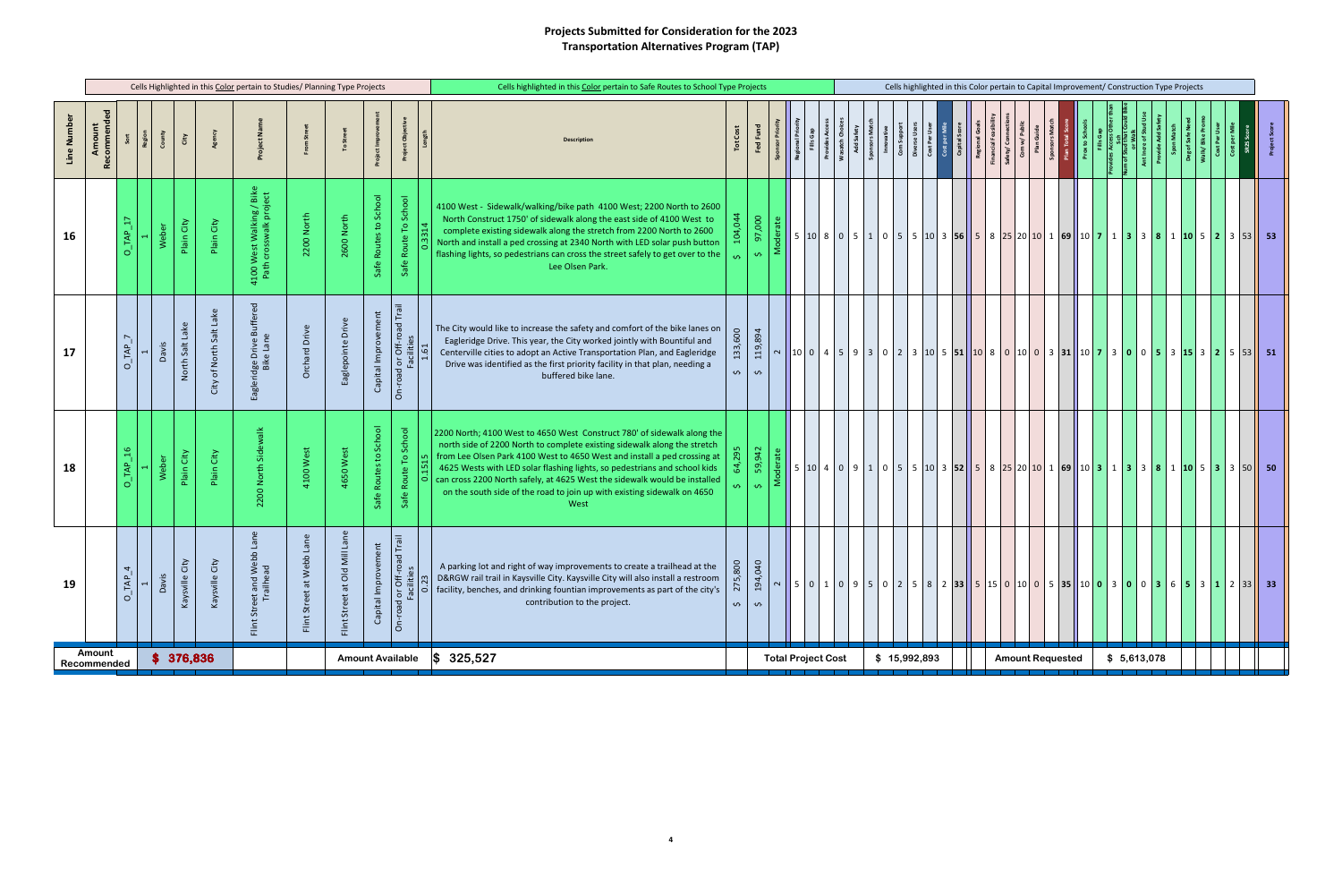# Projects Submitted for Consideration for the 2023 Transportation Alternatives Program (TAP)

| | | Cells Highlighted in this Color pertain to Studies/ Planning Type Projects | | | | | | | | | | Cells highlighted in this Color pertain to Safe Routes to School Type Projects | | | | | | | | | | | | | | | | | | | | Cells highlighted in this Color pertain to Capital Improvement/ Construction Type Projects | | | | | | | | | | | | | | | | | | | | | | |
|---|---|---|---|---|---|---|---|---|---|---|---|---|---|---|---|---|---|---|---|---|---|---|---|---|---|---|---|---|---|---|---|---|---|---|---|---|---|---|---|---|---|---|---|---|---|---|---|---|---|---|---|---|---|---|
| Line Number | Amount Recommended | Sort | Region | County | City | Agency | Project Name | From Street | To Street | Project Improvement | Project Objective | Length | Description | Tot Cost | Fed Fund | Sponsor Priority | Regional Priority | Fills Gap | Provides Access | Wasatch Choices | Add Safety | Sponsors Match | Innovative | Com Support | Diverse Users | Cost Per User | Cost per Mile | Capital Score | Regional Goals | Financial Feasibility | Safety/ Connections | Com w/ Public | Plan Guide | Sponsors Match | Plan Total Score | Prox to Schools | Fills Gap | Provides Access Other than Sch | Num of Stud that Could Bike or Walk | Amt Incre of Stud Use | Provide Add Safety | Spon Match | Deg of Safe Need | Walk/ Bike Promo | Cost Per User | Cost per Mile | SR2S Score | Project Score |
| 16 | | O_TAP_17 | 1 | Weber | Plain City | Plain City | 4100 West Walking / Bike Path crosswalk project | 2200 North | 2600 North | Safe Routes to School | Safe Route To School | 0.3314 | 4100 West - Sidewalk/walking/bike path 4100 West; 2200 North to 2600 North Construct 1750' of sidewalk along the east side of 4100 West to complete existing sidewalk along the stretch from 2200 North to 2600 North and install a ped crossing at 2340 North with LED solar push button flashing lights, so pedestrians can cross the street safely to get over to the Lee Olsen Park. | $ 104,044 | $ 97,000 | Moderate | 5 | 10 | 8 | 0 | 5 | 1 | 0 | 5 | 5 | 10 | 3 | 56 | 5 | 8 | 25 | 20 | 10 | 1 | 69 | 10 | 7 | 1 | 3 | 3 | 8 | 1 | 10 | 5 | 2 | 3 | 53 | 53 |
| 17 | | O_TAP_7 | 1 | Davis | North Salt Lake | City of North Salt Lake | Eagleridge Drive Buffered Bike Lane | Orchard Drive | Eaglepointe Drive | Capital Improvement | On-road or Off-road Trail Facilities | 1.61 | The City would like to increase the safety and comfort of the bike lanes on Eagleridge Drive. This year, the City worked jointly with Bountiful and Centerville cities to adopt an Active Transportation Plan, and Eagleridge Drive was identified as the first priority facility in that plan, needing a buffered bike lane. | $ 133,600 | $ 119,894 | 2 | 10 | 0 | 4 | 5 | 9 | 3 | 0 | 2 | 3 | 10 | 5 | 51 | 10 | 8 | 0 | 10 | 0 | 3 | 31 | 10 | 7 | 3 | 0 | 0 | 5 | 3 | 15 | 3 | 2 | 5 | 53 | 51 |
| 18 | | O_TAP_16 | 1 | Weber | Plain City | Plain City | 2200 North Sidewalk | 4100 West | 4650 West | Safe Routes to School | Safe Route To School | 0.1515 | 2200 North; 4100 West to 4650 West Construct 780' of sidewalk along the north side of 2200 North to complete existing sidewalk along the stretch from Lee Olsen Park 4100 West to 4650 West and install a ped crossing at 4625 Wests with LED solar flashing lights, so pedestrians and school kids can cross 2200 North safely, at 4625 West the sidewalk would be installed on the south side of the road to join up with existing sidewalk on 4650 West | $ 64,295 | $ 59,942 | Moderate | 5 | 10 | 4 | 0 | 9 | 1 | 0 | 5 | 5 | 10 | 3 | 52 | 5 | 8 | 25 | 20 | 10 | 1 | 69 | 10 | 3 | 1 | 3 | 3 | 8 | 1 | 10 | 5 | 3 | 3 | 50 | 50 |
| 19 | | O_TAP_4 | 1 | Davis | Kaysville City | Kaysville City | Flint Street and Webb Lane Trailhead | Flint Street at Webb Lane | Flint Street at Old Mill Lane | Capital Improvement | On-road or Off-road Trail Facilities | 0.23 | A parking lot and right of way improvements to create a trailhead at the D&RGW rail trail in Kaysville City. Kaysville City will also install a restroom facility, benches, and drinking fountian improvements as part of the city's contribution to the project. | $ 275,800 | $ 194,040 | 2 | 5 | 0 | 1 | 0 | 9 | 5 | 0 | 2 | 5 | 8 | 2 | 33 | 5 | 15 | 0 | 10 | 0 | 5 | 35 | 10 | 0 | 3 | 0 | 0 | 3 | 6 | 5 | 3 | 1 | 2 | 33 | 33 |
| Amount Recommended | | $ 376,836 | | | | | | | Amount Available | | | | $ 325,527 | | | Total Project Cost | | | | $ 15,992,893 | | | | | | | | Amount Requested | | | | | $ 5,613,078 | | | | | | | | | | | | | | | |